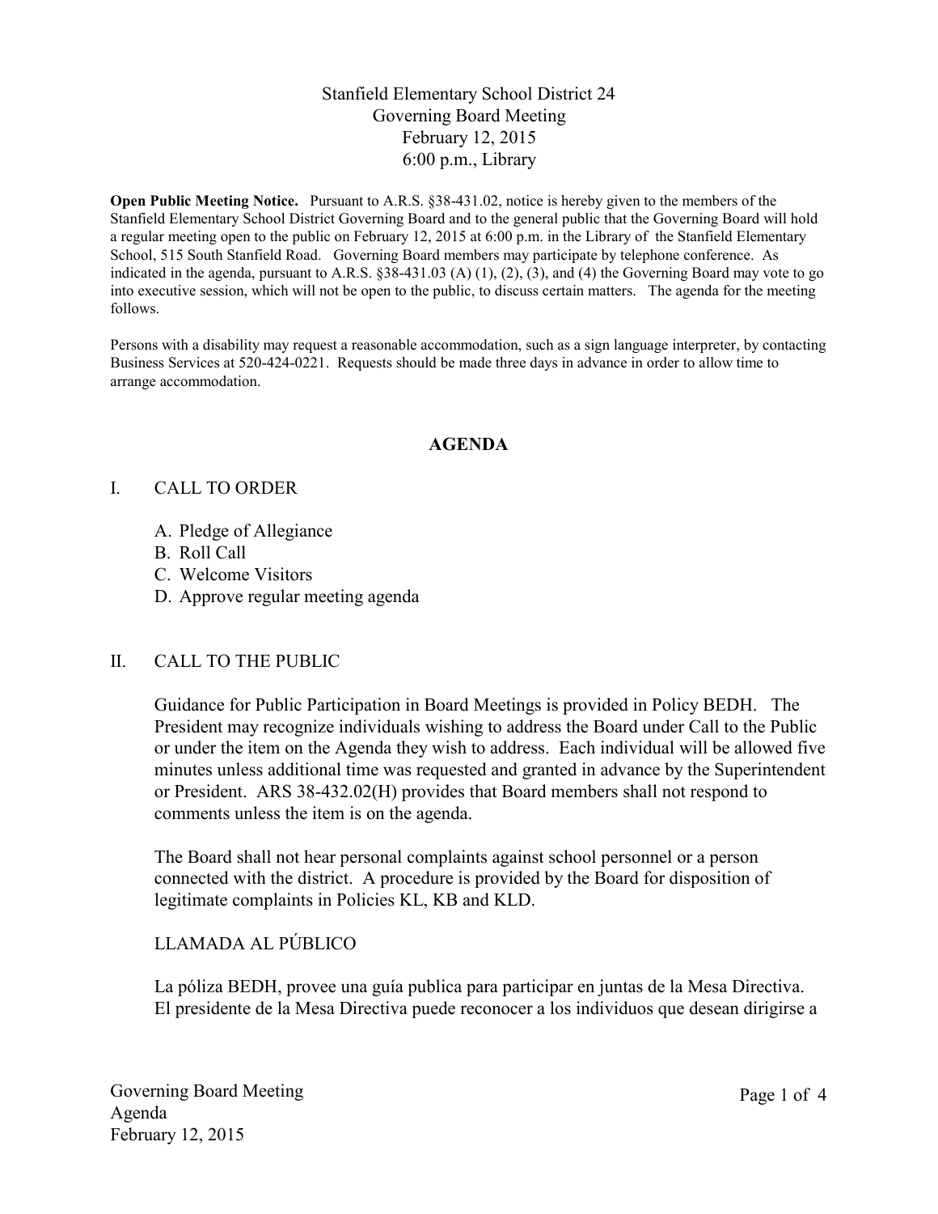# Stanfield Elementary School District 24
## Governing Board Meeting
## February 12, 2015
## 6:00 p.m., Library

**Open Public Meeting Notice.** Pursuant to A.R.S. §38-431.02, notice is hereby given to the members of the Stanfield Elementary School District Governing Board and to the general public that the Governing Board will hold a regular meeting open to the public on February 12, 2015 at 6:00 p.m. in the Library of the Stanfield Elementary School, 515 South Stanfield Road. Governing Board members may participate by telephone conference. As indicated in the agenda, pursuant to A.R.S. §38-431.03 (A) (1), (2), (3), and (4) the Governing Board may vote to go into executive session, which will not be open to the public, to discuss certain matters. The agenda for the meeting follows.

Persons with a disability may request a reasonable accommodation, such as a sign language interpreter, by contacting Business Services at 520-424-0221. Requests should be made three days in advance in order to allow time to arrange accommodation.

## AGENDA

I. CALL TO ORDER

A. Pledge of Allegiance
B. Roll Call
C. Welcome Visitors
D. Approve regular meeting agenda

II. CALL TO THE PUBLIC

Guidance for Public Participation in Board Meetings is provided in Policy BEDH. The President may recognize individuals wishing to address the Board under Call to the Public or under the item on the Agenda they wish to address. Each individual will be allowed five minutes unless additional time was requested and granted in advance by the Superintendent or President. ARS 38-432.02(H) provides that Board members shall not respond to comments unless the item is on the agenda.

The Board shall not hear personal complaints against school personnel or a person connected with the district. A procedure is provided by the Board for disposition of legitimate complaints in Policies KL, KB and KLD.

LLAMADA AL PÚBLICO

La póliza BEDH, provee una guía publica para participar en juntas de la Mesa Directiva. El presidente de la Mesa Directiva puede reconocer a los individuos que desean dirigirse a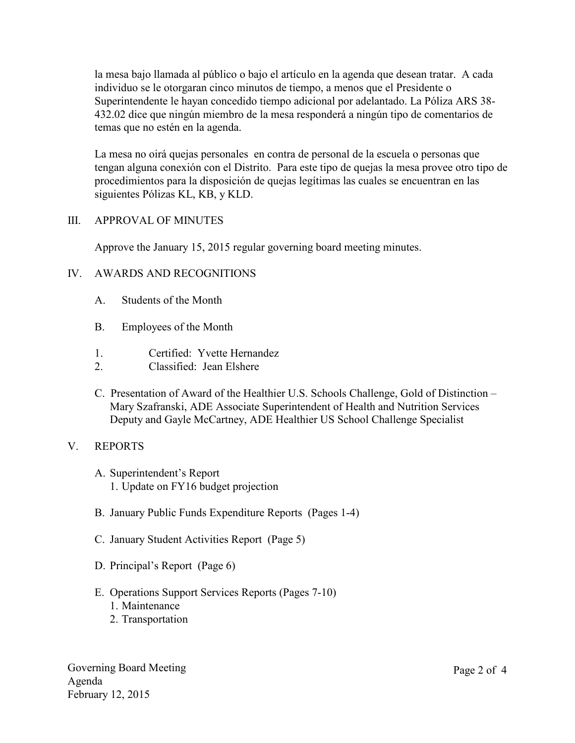la mesa bajo llamada al público o bajo el artículo en la agenda que desean tratar. A cada individuo se le otorgaran cinco minutos de tiempo, a menos que el Presidente o Superintendente le hayan concedido tiempo adicional por adelantado. La Póliza ARS 38-432.02 dice que ningún miembro de la mesa responderá a ningún tipo de comentarios de temas que no estén en la agenda.

La mesa no oirá quejas personales en contra de personal de la escuela o personas que tengan alguna conexión con el Distrito. Para este tipo de quejas la mesa provee otro tipo de procedimientos para la disposición de quejas legítimas las cuales se encuentran en las siguientes Pólizas KL, KB, y KLD.

## III. APPROVAL OF MINUTES

Approve the January 15, 2015 regular governing board meeting minutes.

## IV. AWARDS AND RECOGNITIONS

A. Students of the Month

B. Employees of the Month

1. Certified: Yvette Hernandez
2. Classified: Jean Elshere

C. Presentation of Award of the Healthier U.S. Schools Challenge, Gold of Distinction – Mary Szafranski, ADE Associate Superintendent of Health and Nutrition Services Deputy and Gayle McCartney, ADE Healthier US School Challenge Specialist

## V. REPORTS

A. Superintendent's Report
   1. Update on FY16 budget projection

B. January Public Funds Expenditure Reports (Pages 1-4)

C. January Student Activities Report (Page 5)

D. Principal's Report (Page 6)

E. Operations Support Services Reports (Pages 7-10)
   1. Maintenance
   2. Transportation

Governing Board Meeting
Agenda
February 12, 2015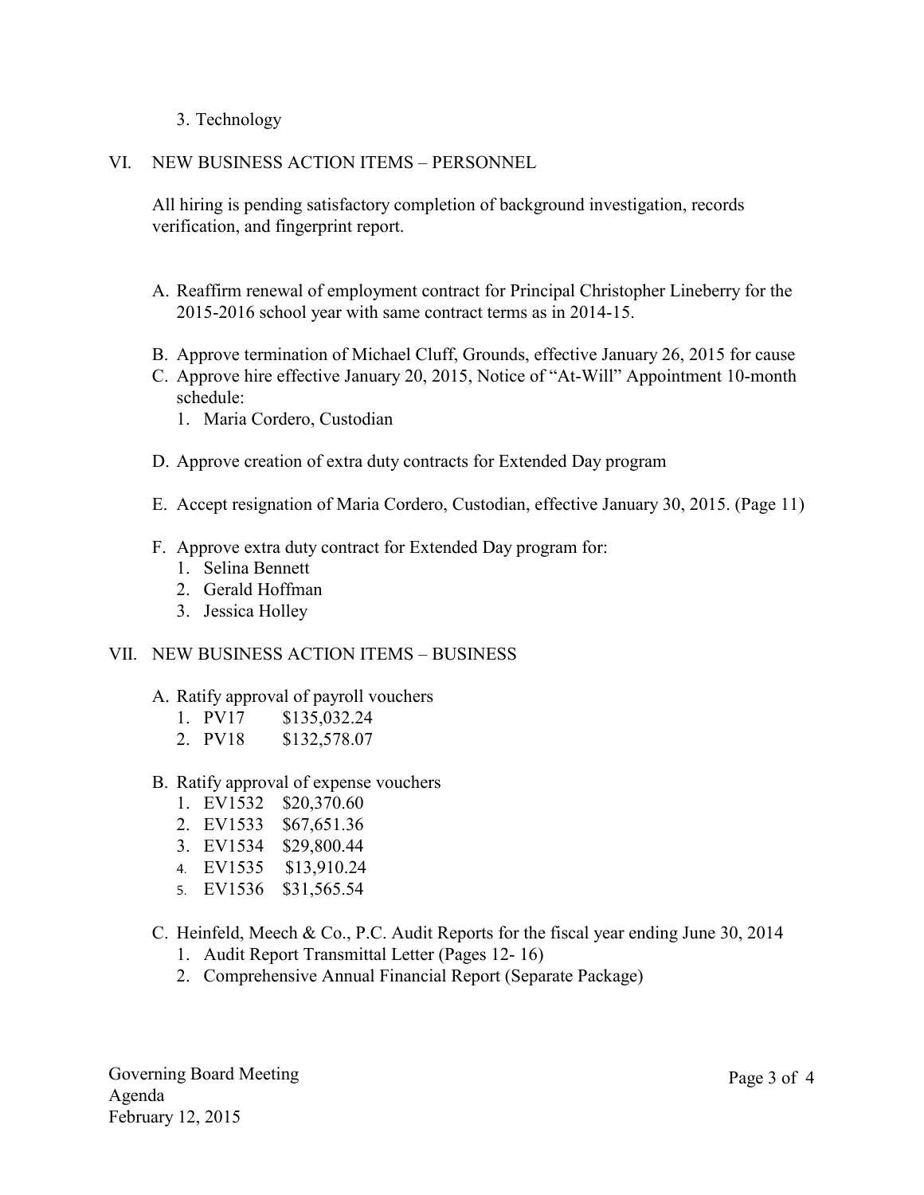3. Technology

## VI. NEW BUSINESS ACTION ITEMS – PERSONNEL

All hiring is pending satisfactory completion of background investigation, records verification, and fingerprint report.

A. Reaffirm renewal of employment contract for Principal Christopher Lineberry for the 2015-2016 school year with same contract terms as in 2014-15.

B. Approve termination of Michael Cluff, Grounds, effective January 26, 2015 for cause

C. Approve hire effective January 20, 2015, Notice of "At-Will" Appointment 10-month schedule:
   1. Maria Cordero, Custodian

D. Approve creation of extra duty contracts for Extended Day program

E. Accept resignation of Maria Cordero, Custodian, effective January 30, 2015. (Page 11)

F. Approve extra duty contract for Extended Day program for:
   1. Selina Bennett
   2. Gerald Hoffman
   3. Jessica Holley

## VII. NEW BUSINESS ACTION ITEMS – BUSINESS

A. Ratify approval of payroll vouchers
   1. PV17 $135,032.24
   2. PV18 $132,578.07

B. Ratify approval of expense vouchers
   1. EV1532 $20,370.60
   2. EV1533 $67,651.36
   3. EV1534 $29,800.44
   4. EV1535 $13,910.24
   5. EV1536 $31,565.54

C. Heinfeld, Meech & Co., P.C. Audit Reports for the fiscal year ending June 30, 2014
   1. Audit Report Transmittal Letter (Pages 12- 16)
   2. Comprehensive Annual Financial Report (Separate Package)

Governing Board Meeting
Agenda
February 12, 2015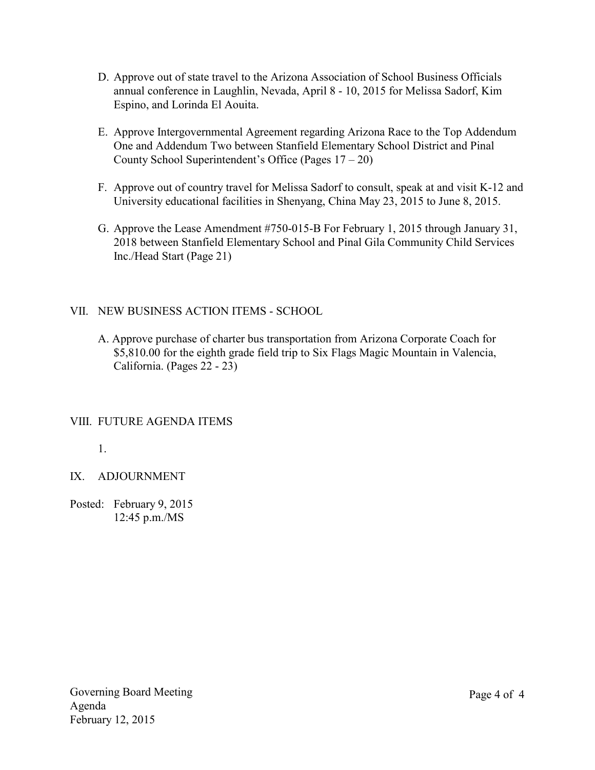D. Approve out of state travel to the Arizona Association of School Business Officials annual conference in Laughlin, Nevada, April 8 - 10, 2015 for Melissa Sadorf, Kim Espino, and Lorinda El Aouita.

E. Approve Intergovernmental Agreement regarding Arizona Race to the Top Addendum One and Addendum Two between Stanfield Elementary School District and Pinal County School Superintendent's Office (Pages 17 – 20)

F. Approve out of country travel for Melissa Sadorf to consult, speak at and visit K-12 and University educational facilities in Shenyang, China May 23, 2015 to June 8, 2015.

G. Approve the Lease Amendment #750-015-B For February 1, 2015 through January 31, 2018 between Stanfield Elementary School and Pinal Gila Community Child Services Inc./Head Start (Page 21)

## VII. NEW BUSINESS ACTION ITEMS - SCHOOL

A. Approve purchase of charter bus transportation from Arizona Corporate Coach for $5,810.00 for the eighth grade field trip to Six Flags Magic Mountain in Valencia, California. (Pages 22 - 23)

## VIII. FUTURE AGENDA ITEMS

1.

## IX. ADJOURNMENT

Posted: February 9, 2015
12:45 p.m./MS